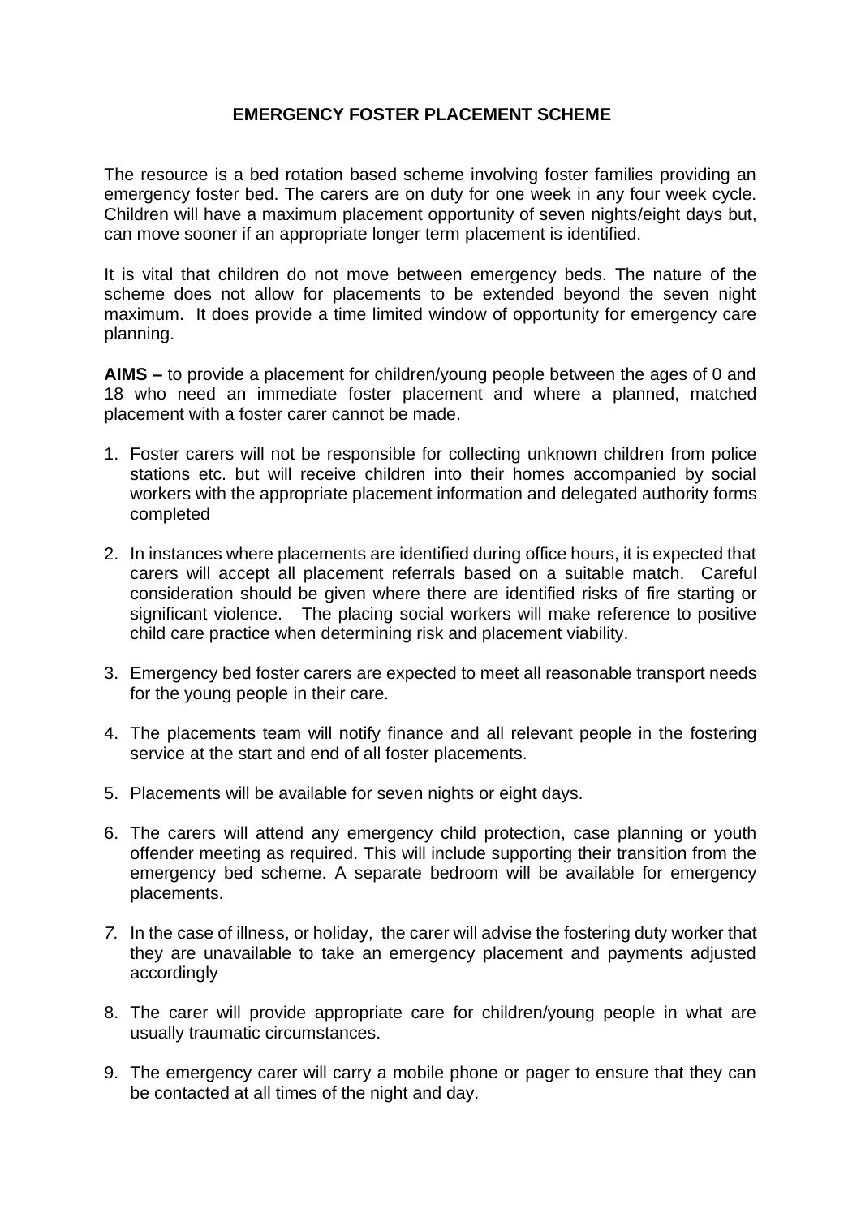# EMERGENCY FOSTER PLACEMENT SCHEME

The resource is a bed rotation based scheme involving foster families providing an emergency foster bed. The carers are on duty for one week in any four week cycle. Children will have a maximum placement opportunity of seven nights/eight days but, can move sooner if an appropriate longer term placement is identified.

It is vital that children do not move between emergency beds. The nature of the scheme does not allow for placements to be extended beyond the seven night maximum. It does provide a time limited window of opportunity for emergency care planning.

**AIMS –** to provide a placement for children/young people between the ages of 0 and 18 who need an immediate foster placement and where a planned, matched placement with a foster carer cannot be made.

1. Foster carers will not be responsible for collecting unknown children from police stations etc. but will receive children into their homes accompanied by social workers with the appropriate placement information and delegated authority forms completed

2. In instances where placements are identified during office hours, it is expected that carers will accept all placement referrals based on a suitable match. Careful consideration should be given where there are identified risks of fire starting or significant violence. The placing social workers will make reference to positive child care practice when determining risk and placement viability.

3. Emergency bed foster carers are expected to meet all reasonable transport needs for the young people in their care.

4. The placements team will notify finance and all relevant people in the fostering service at the start and end of all foster placements.

5. Placements will be available for seven nights or eight days.

6. The carers will attend any emergency child protection, case planning or youth offender meeting as required. This will include supporting their transition from the emergency bed scheme. A separate bedroom will be available for emergency placements.

7. In the case of illness, or holiday, the carer will advise the fostering duty worker that they are unavailable to take an emergency placement and payments adjusted accordingly

8. The carer will provide appropriate care for children/young people in what are usually traumatic circumstances.

9. The emergency carer will carry a mobile phone or pager to ensure that they can be contacted at all times of the night and day.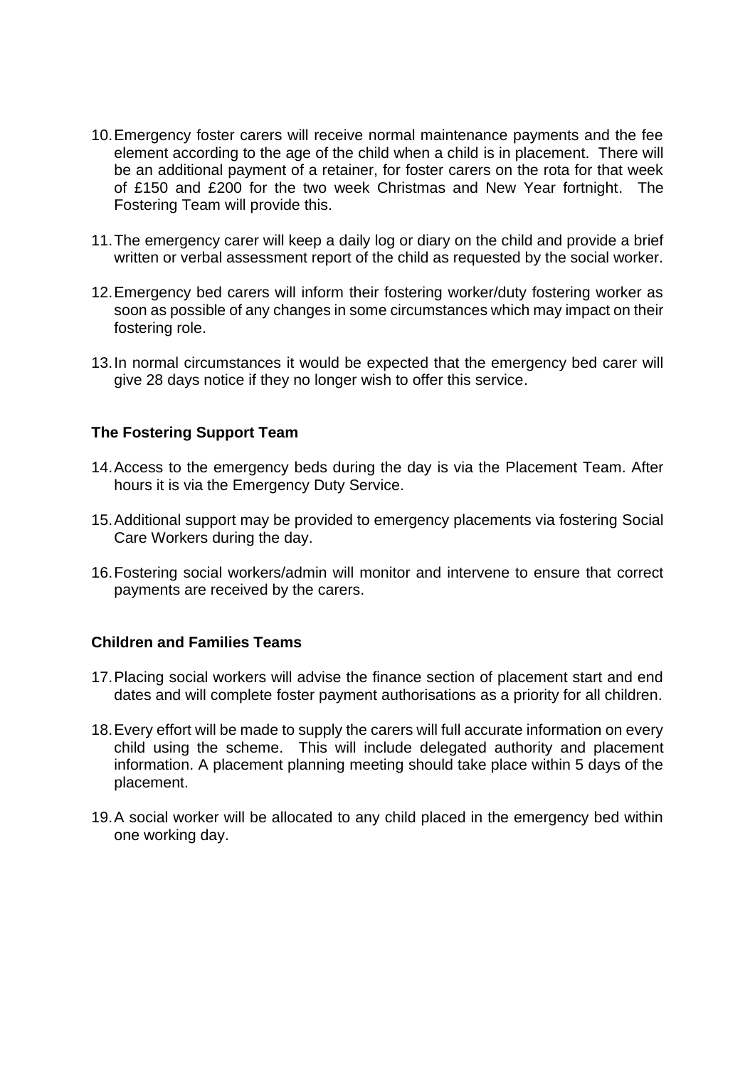10. Emergency foster carers will receive normal maintenance payments and the fee element according to the age of the child when a child is in placement. There will be an additional payment of a retainer, for foster carers on the rota for that week of £150 and £200 for the two week Christmas and New Year fortnight. The Fostering Team will provide this.

11. The emergency carer will keep a daily log or diary on the child and provide a brief written or verbal assessment report of the child as requested by the social worker.

12. Emergency bed carers will inform their fostering worker/duty fostering worker as soon as possible of any changes in some circumstances which may impact on their fostering role.

13. In normal circumstances it would be expected that the emergency bed carer will give 28 days notice if they no longer wish to offer this service.

**The Fostering Support Team**

14. Access to the emergency beds during the day is via the Placement Team. After hours it is via the Emergency Duty Service.

15. Additional support may be provided to emergency placements via fostering Social Care Workers during the day.

16. Fostering social workers/admin will monitor and intervene to ensure that correct payments are received by the carers.

**Children and Families Teams**

17. Placing social workers will advise the finance section of placement start and end dates and will complete foster payment authorisations as a priority for all children.

18. Every effort will be made to supply the carers will full accurate information on every child using the scheme. This will include delegated authority and placement information. A placement planning meeting should take place within 5 days of the placement.

19. A social worker will be allocated to any child placed in the emergency bed within one working day.